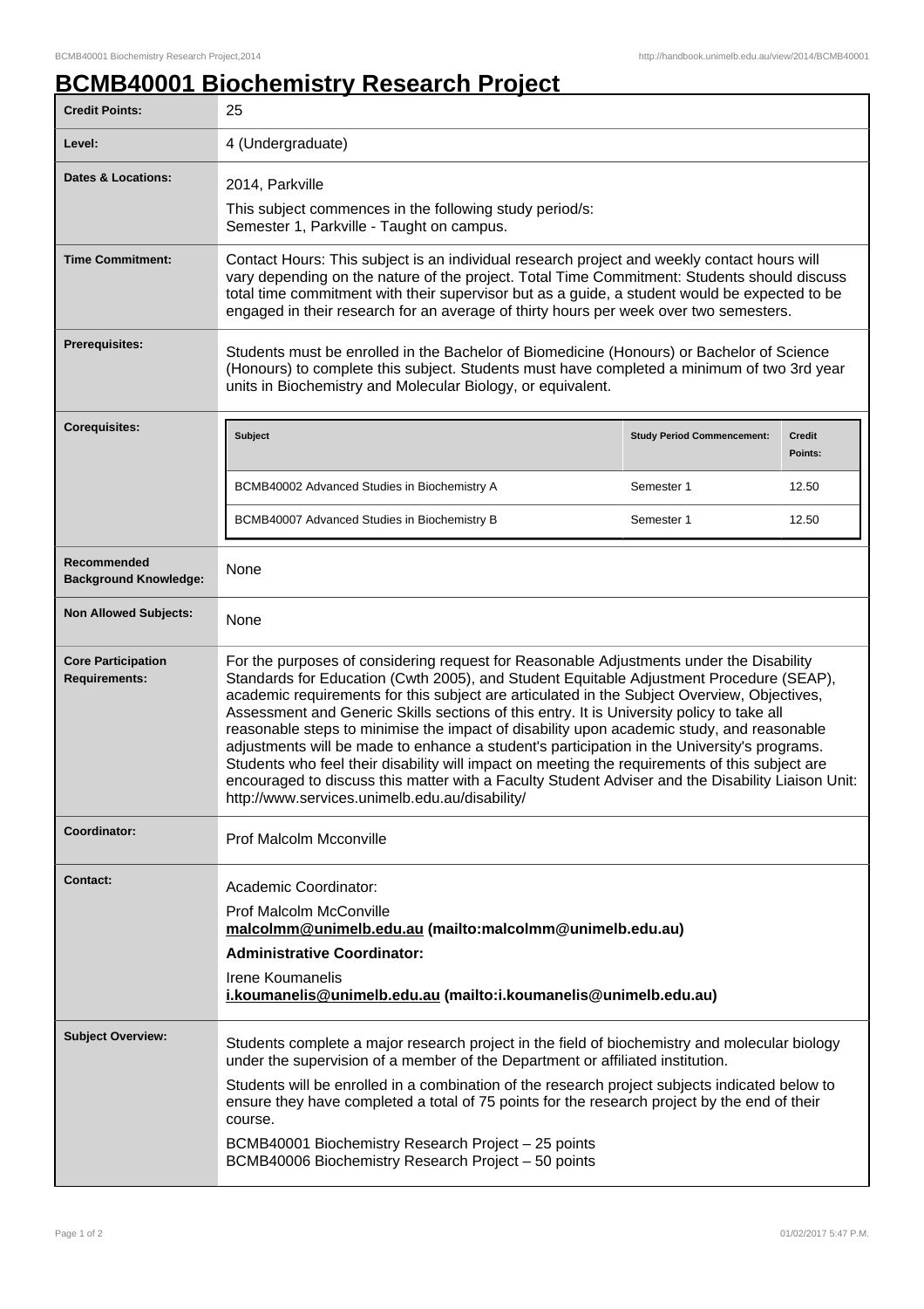# BCMB40001 Biochemistry Research Project

| | |
|---|---|
| **Credit Points:** | 25 |
| **Level:** | 4 (Undergraduate) |
| **Dates & Locations:** | 2014, Parkville<br>This subject commences in the following study period/s:<br>Semester 1, Parkville - Taught on campus. |
| **Time Commitment:** | Contact Hours: This subject is an individual research project and weekly contact hours will vary depending on the nature of the project. Total Time Commitment: Students should discuss total time commitment with their supervisor but as a guide, a student would be expected to be engaged in their research for an average of thirty hours per week over two semesters. |
| **Prerequisites:** | Students must be enrolled in the Bachelor of Biomedicine (Honours) or Bachelor of Science (Honours) to complete this subject. Students must have completed a minimum of two 3rd year units in Biochemistry and Molecular Biology, or equivalent. |
| **Corequisites:** | See table below |
| **Recommended Background Knowledge:** | None |
| **Non Allowed Subjects:** | None |
| **Core Participation Requirements:** | For the purposes of considering request for Reasonable Adjustments under the Disability Standards for Education (Cwth 2005), and Student Equitable Adjustment Procedure (SEAP), academic requirements for this subject are articulated in the Subject Overview, Objectives, Assessment and Generic Skills sections of this entry. It is University policy to take all reasonable steps to minimise the impact of disability upon academic study, and reasonable adjustments will be made to enhance a student's participation in the University's programs. Students who feel their disability will impact on meeting the requirements of this subject are encouraged to discuss this matter with a Faculty Student Adviser and the Disability Liaison Unit: http://www.services.unimelb.edu.au/disability/ |
| **Coordinator:** | Prof Malcolm Mcconville |
| **Contact:** | Academic Coordinator:<br>Prof Malcolm McConville<br>**malcolmm@unimelb.edu.au (mailto:malcolmm@unimelb.edu.au)**<br>**Administrative Coordinator:**<br>Irene Koumanelis<br>**i.koumanelis@unimelb.edu.au (mailto:i.koumanelis@unimelb.edu.au)** |
| **Subject Overview:** | Students complete a major research project in the field of biochemistry and molecular biology under the supervision of a member of the Department or affiliated institution.<br>Students will be enrolled in a combination of the research project subjects indicated below to ensure they have completed a total of 75 points for the research project by the end of their course.<br>BCMB40001 Biochemistry Research Project – 25 points<br>BCMB40006 Biochemistry Research Project – 50 points |

**Corequisites:**

| Subject | Study Period Commencement: | Credit Points: |
|---|---|---|
| BCMB40002 Advanced Studies in Biochemistry A | Semester 1 | 12.50 |
| BCMB40007 Advanced Studies in Biochemistry B | Semester 1 | 12.50 |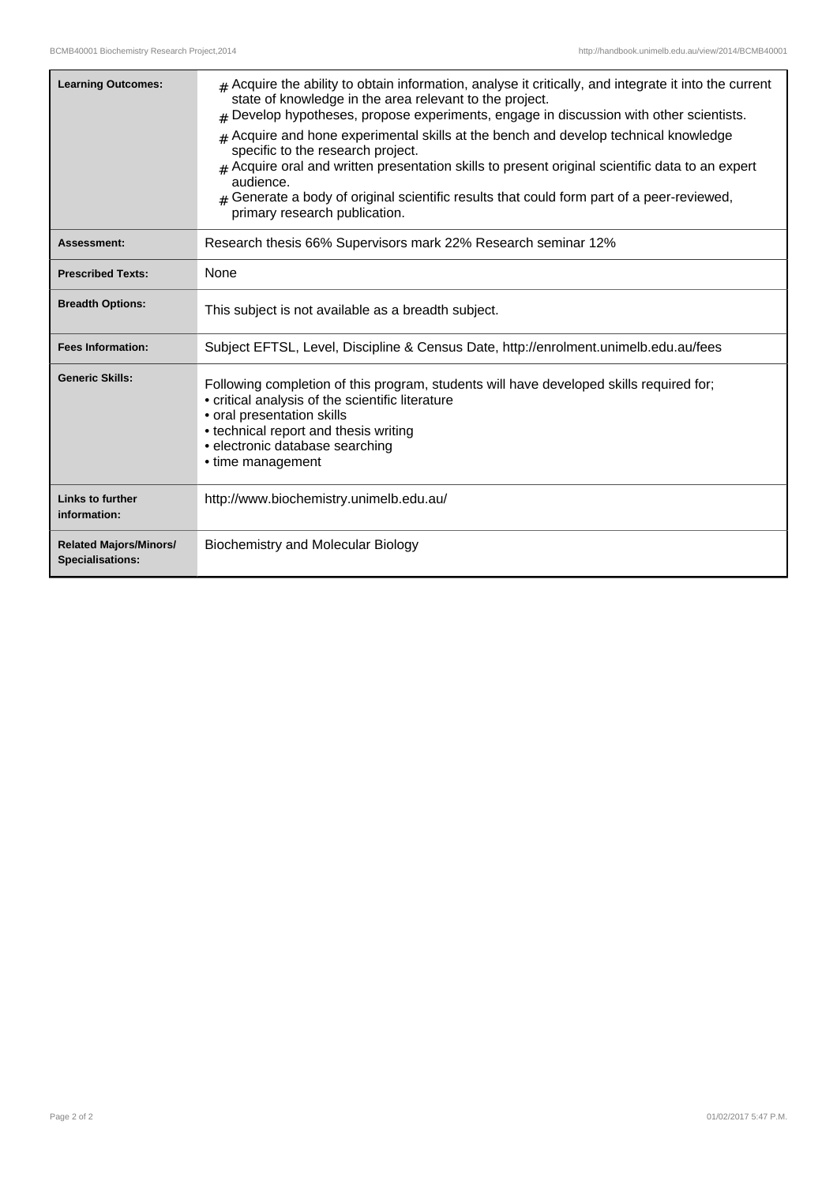| | |
|---|---|
| **Learning Outcomes:** | # Acquire the ability to obtain information, analyse it critically, and integrate it into the current state of knowledge in the area relevant to the project.<br># Develop hypotheses, propose experiments, engage in discussion with other scientists.<br># Acquire and hone experimental skills at the bench and develop technical knowledge specific to the research project.<br># Acquire oral and written presentation skills to present original scientific data to an expert audience.<br># Generate a body of original scientific results that could form part of a peer-reviewed, primary research publication. |
| **Assessment:** | Research thesis 66% Supervisors mark 22% Research seminar 12% |
| **Prescribed Texts:** | None |
| **Breadth Options:** | This subject is not available as a breadth subject. |
| **Fees Information:** | Subject EFTSL, Level, Discipline & Census Date, http://enrolment.unimelb.edu.au/fees |
| **Generic Skills:** | Following completion of this program, students will have developed skills required for;<br>• critical analysis of the scientific literature<br>• oral presentation skills<br>• technical report and thesis writing<br>• electronic database searching<br>• time management |
| **Links to further information:** | http://www.biochemistry.unimelb.edu.au/ |
| **Related Majors/Minors/ Specialisations:** | Biochemistry and Molecular Biology |